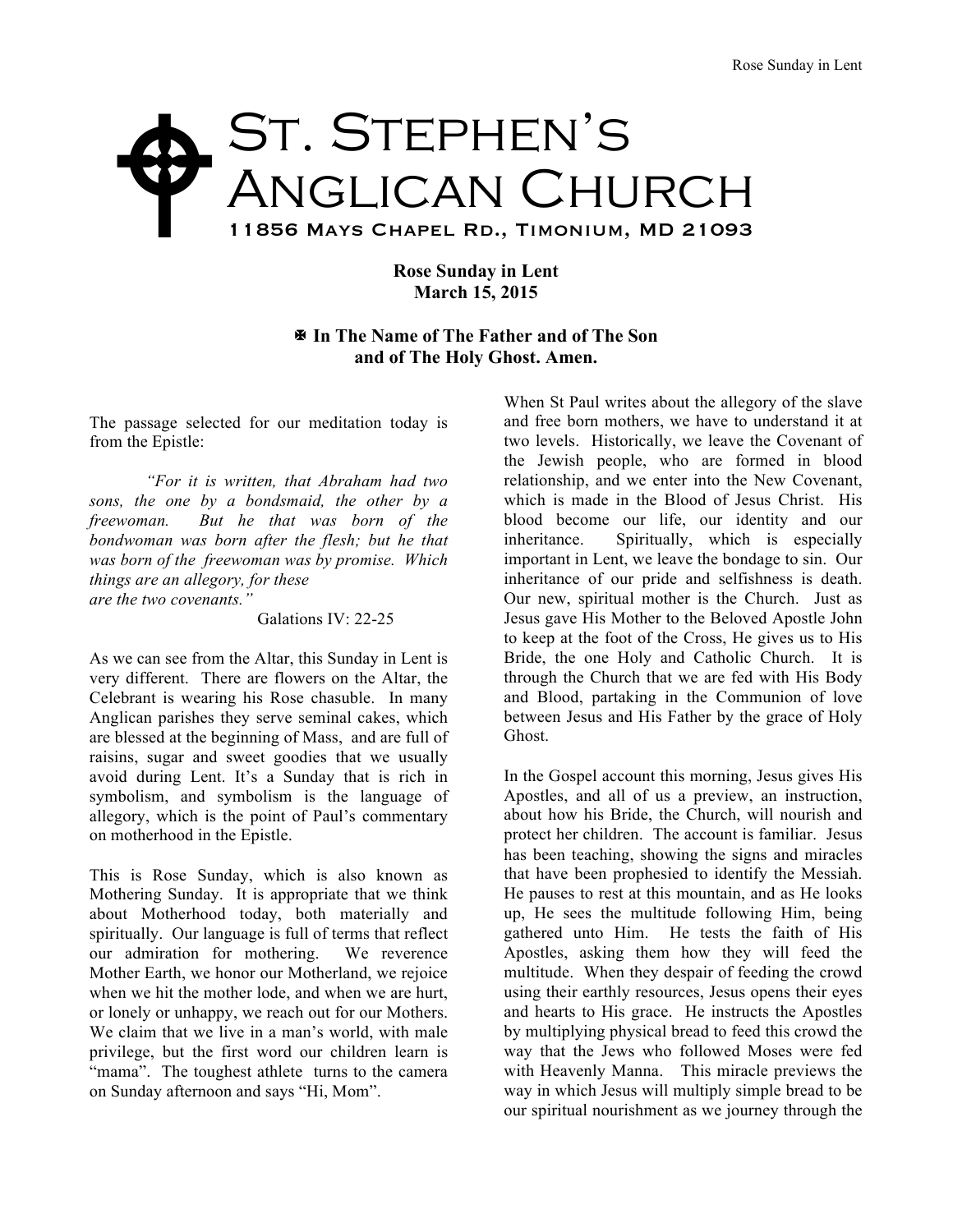# St. Stephen's Anglican Church

11856 Mays Chapel Rd., Timonium, MD 21093

**Rose Sunday in Lent**
**March 15, 2015**

**✠ In The Name of The Father and of The Son and of The Holy Ghost. Amen.**

The passage selected for our meditation today is from the Epistle:

> *"For it is written, that Abraham had two sons, the one by a bondsmaid, the other by a freewoman. But he that was born of the bondwoman was born after the flesh; but he that was born of the freewoman was by promise. Which things are an allegory, for these are the two covenants."*
>
> Galations IV: 22-25

As we can see from the Altar, this Sunday in Lent is very different. There are flowers on the Altar, the Celebrant is wearing his Rose chasuble. In many Anglican parishes they serve seminal cakes, which are blessed at the beginning of Mass, and are full of raisins, sugar and sweet goodies that we usually avoid during Lent. It's a Sunday that is rich in symbolism, and symbolism is the language of allegory, which is the point of Paul's commentary on motherhood in the Epistle.

This is Rose Sunday, which is also known as Mothering Sunday. It is appropriate that we think about Motherhood today, both materially and spiritually. Our language is full of terms that reflect our admiration for mothering. We reverence Mother Earth, we honor our Motherland, we rejoice when we hit the mother lode, and when we are hurt, or lonely or unhappy, we reach out for our Mothers. We claim that we live in a man's world, with male privilege, but the first word our children learn is "mama". The toughest athlete turns to the camera on Sunday afternoon and says "Hi, Mom".

When St Paul writes about the allegory of the slave and free born mothers, we have to understand it at two levels. Historically, we leave the Covenant of the Jewish people, who are formed in blood relationship, and we enter into the New Covenant, which is made in the Blood of Jesus Christ. His blood become our life, our identity and our inheritance. Spiritually, which is especially important in Lent, we leave the bondage to sin. Our inheritance of our pride and selfishness is death. Our new, spiritual mother is the Church. Just as Jesus gave His Mother to the Beloved Apostle John to keep at the foot of the Cross, He gives us to His Bride, the one Holy and Catholic Church. It is through the Church that we are fed with His Body and Blood, partaking in the Communion of love between Jesus and His Father by the grace of Holy Ghost.

In the Gospel account this morning, Jesus gives His Apostles, and all of us a preview, an instruction, about how his Bride, the Church, will nourish and protect her children. The account is familiar. Jesus has been teaching, showing the signs and miracles that have been prophesied to identify the Messiah. He pauses to rest at this mountain, and as He looks up, He sees the multitude following Him, being gathered unto Him. He tests the faith of His Apostles, asking them how they will feed the multitude. When they despair of feeding the crowd using their earthly resources, Jesus opens their eyes and hearts to His grace. He instructs the Apostles by multiplying physical bread to feed this crowd the way that the Jews who followed Moses were fed with Heavenly Manna. This miracle previews the way in which Jesus will multiply simple bread to be our spiritual nourishment as we journey through the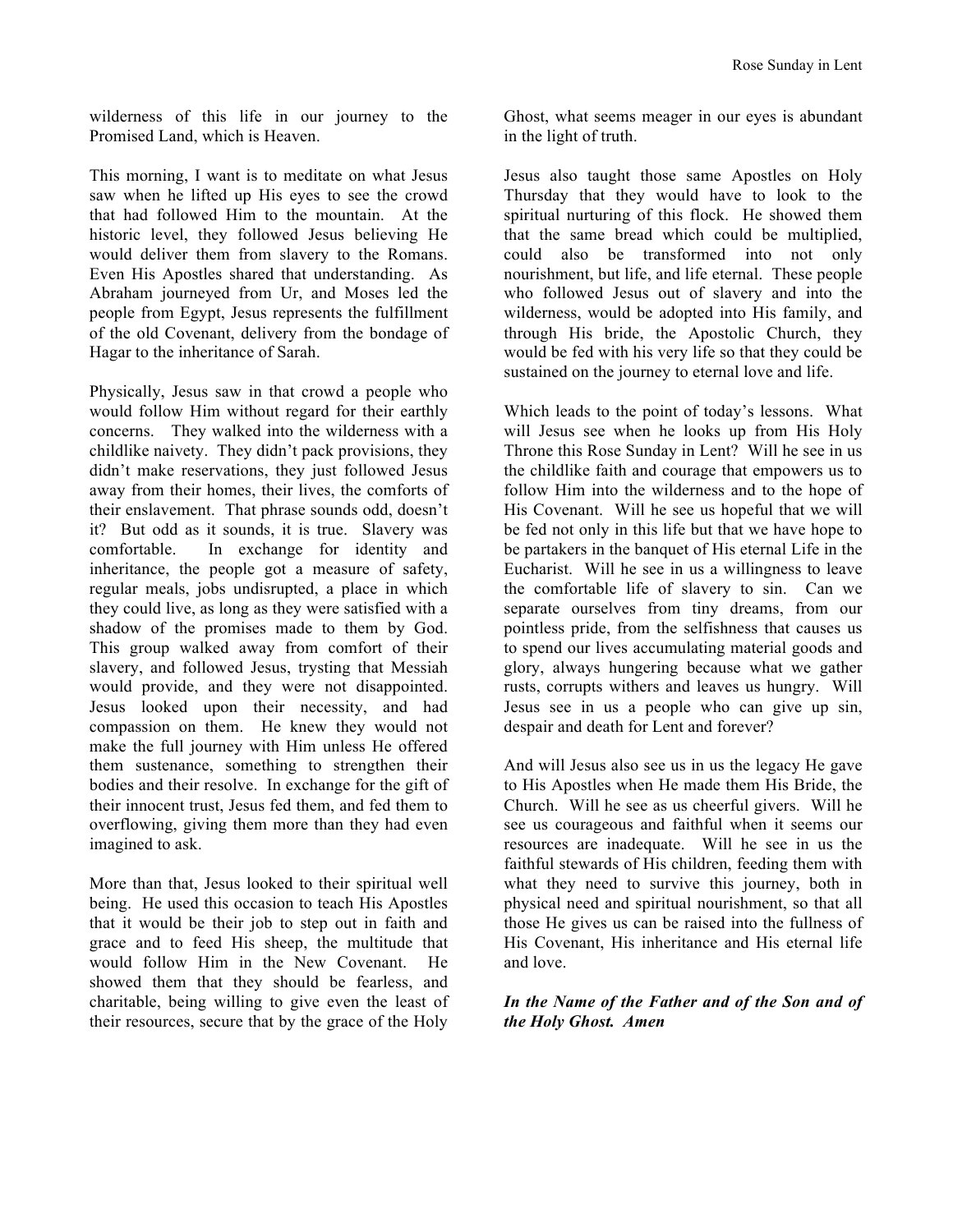wilderness of this life in our journey to the Promised Land, which is Heaven.

This morning, I want is to meditate on what Jesus saw when he lifted up His eyes to see the crowd that had followed Him to the mountain. At the historic level, they followed Jesus believing He would deliver them from slavery to the Romans. Even His Apostles shared that understanding. As Abraham journeyed from Ur, and Moses led the people from Egypt, Jesus represents the fulfillment of the old Covenant, delivery from the bondage of Hagar to the inheritance of Sarah.

Physically, Jesus saw in that crowd a people who would follow Him without regard for their earthly concerns. They walked into the wilderness with a childlike naivety. They didn't pack provisions, they didn't make reservations, they just followed Jesus away from their homes, their lives, the comforts of their enslavement. That phrase sounds odd, doesn't it? But odd as it sounds, it is true. Slavery was comfortable. In exchange for identity and inheritance, the people got a measure of safety, regular meals, jobs undisrupted, a place in which they could live, as long as they were satisfied with a shadow of the promises made to them by God. This group walked away from comfort of their slavery, and followed Jesus, trysting that Messiah would provide, and they were not disappointed. Jesus looked upon their necessity, and had compassion on them. He knew they would not make the full journey with Him unless He offered them sustenance, something to strengthen their bodies and their resolve. In exchange for the gift of their innocent trust, Jesus fed them, and fed them to overflowing, giving them more than they had even imagined to ask.

More than that, Jesus looked to their spiritual well being. He used this occasion to teach His Apostles that it would be their job to step out in faith and grace and to feed His sheep, the multitude that would follow Him in the New Covenant. He showed them that they should be fearless, and charitable, being willing to give even the least of their resources, secure that by the grace of the Holy Ghost, what seems meager in our eyes is abundant in the light of truth.

Jesus also taught those same Apostles on Holy Thursday that they would have to look to the spiritual nurturing of this flock. He showed them that the same bread which could be multiplied, could also be transformed into not only nourishment, but life, and life eternal. These people who followed Jesus out of slavery and into the wilderness, would be adopted into His family, and through His bride, the Apostolic Church, they would be fed with his very life so that they could be sustained on the journey to eternal love and life.

Which leads to the point of today's lessons. What will Jesus see when he looks up from His Holy Throne this Rose Sunday in Lent? Will he see in us the childlike faith and courage that empowers us to follow Him into the wilderness and to the hope of His Covenant. Will he see us hopeful that we will be fed not only in this life but that we have hope to be partakers in the banquet of His eternal Life in the Eucharist. Will he see in us a willingness to leave the comfortable life of slavery to sin. Can we separate ourselves from tiny dreams, from our pointless pride, from the selfishness that causes us to spend our lives accumulating material goods and glory, always hungering because what we gather rusts, corrupts withers and leaves us hungry. Will Jesus see in us a people who can give up sin, despair and death for Lent and forever?

And will Jesus also see us in us the legacy He gave to His Apostles when He made them His Bride, the Church. Will he see as us cheerful givers. Will he see us courageous and faithful when it seems our resources are inadequate. Will he see in us the faithful stewards of His children, feeding them with what they need to survive this journey, both in physical need and spiritual nourishment, so that all those He gives us can be raised into the fullness of His Covenant, His inheritance and His eternal life and love.

***In the Name of the Father and of the Son and of the Holy Ghost. Amen***